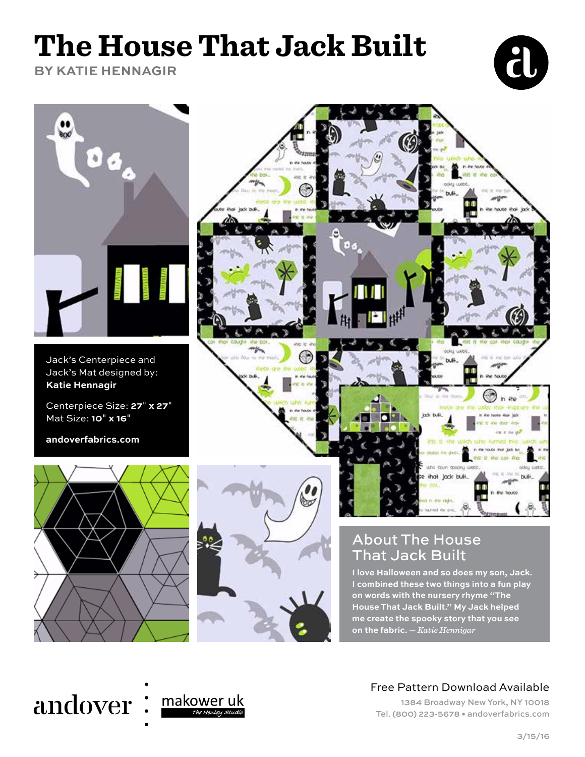# The House That Jack Built

**BY KATIE HENNAGIR**

Jack's Centerpiece and Jack's Mat designed by: **Katie Hennagir**

Centerpiece Size: **27" x 27"**
Mat Size: **10" x 16"**

**andoverfabrics.com**

## About The House That Jack Built

**I love Halloween and so does my son, Jack. I combined these two things into a fun play on words with the nursery rhyme "The House That Jack Built." My Jack helped me create the spooky story that you see on the fabric.** — *Katie Hennigar*

andover : makower uk
The Henley Studio

Free Pattern Download Available

1384 Broadway New York, NY 10018
Tel. (800) 223-5678 • andoverfabrics.com

3/15/16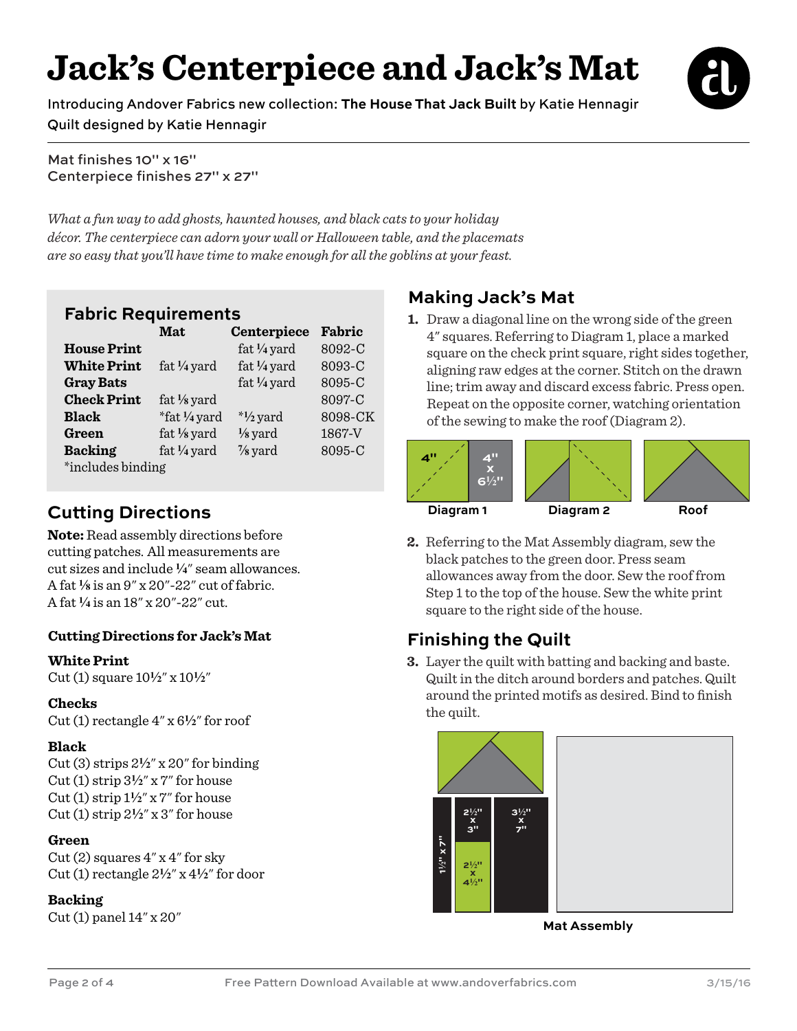# Jack's Centerpiece and Jack's Mat

Introducing Andover Fabrics new collection: **The House That Jack Built** by Katie Hennagir
Quilt designed by Katie Hennagir

Mat finishes 10" x 16"
Centerpiece finishes 27" x 27"

*What a fun way to add ghosts, haunted houses, and black cats to your holiday décor. The centerpiece can adorn your wall or Halloween table, and the placemats are so easy that you'll have time to make enough for all the goblins at your feast.*

## Fabric Requirements

| | Mat | Centerpiece | Fabric |
|---|---|---|---|
| **House Print** | | fat ¼ yard | 8092-C |
| **White Print** | fat ¼ yard | fat ¼ yard | 8093-C |
| **Gray Bats** | | fat ¼ yard | 8095-C |
| **Check Print** | fat ⅛ yard | | 8097-C |
| **Black** | *fat ¼ yard | *½ yard | 8098-CK |
| **Green** | fat ⅛ yard | ⅛ yard | 1867-V |
| **Backing** | fat ¼ yard | ⅞ yard | 8095-C |

*includes binding

## Cutting Directions

**Note:** Read assembly directions before cutting patches. All measurements are cut sizes and include ¼" seam allowances. A fat ⅛ is an 9" x 20"-22" cut of fabric. A fat ¼ is an 18" x 20"-22" cut.

### Cutting Directions for Jack's Mat

**White Print**
Cut (1) square 10½" x 10½"

**Checks**
Cut (1) rectangle 4" x 6½" for roof

**Black**
Cut (3) strips 2½" x 20" for binding
Cut (1) strip 3½" x 7" for house
Cut (1) strip 1½" x 7" for house
Cut (1) strip 2½" x 3" for house

**Green**
Cut (2) squares 4" x 4" for sky
Cut (1) rectangle 2½" x 4½" for door

**Backing**
Cut (1) panel 14" x 20"

## Making Jack's Mat

**1.** Draw a diagonal line on the wrong side of the green 4" squares. Referring to Diagram 1, place a marked square on the check print square, right sides together, aligning raw edges at the corner. Stitch on the drawn line; trim away and discard excess fabric. Press open. Repeat on the opposite corner, watching orientation of the sewing to make the roof (Diagram 2).

Diagram 1 — Diagram 2 — Roof

**2.** Referring to the Mat Assembly diagram, sew the black patches to the green door. Press seam allowances away from the door. Sew the roof from Step 1 to the top of the house. Sew the white print square to the right side of the house.

## Finishing the Quilt

**3.** Layer the quilt with batting and backing and baste. Quilt in the ditch around borders and patches. Quilt around the printed motifs as desired. Bind to finish the quilt.

Mat Assembly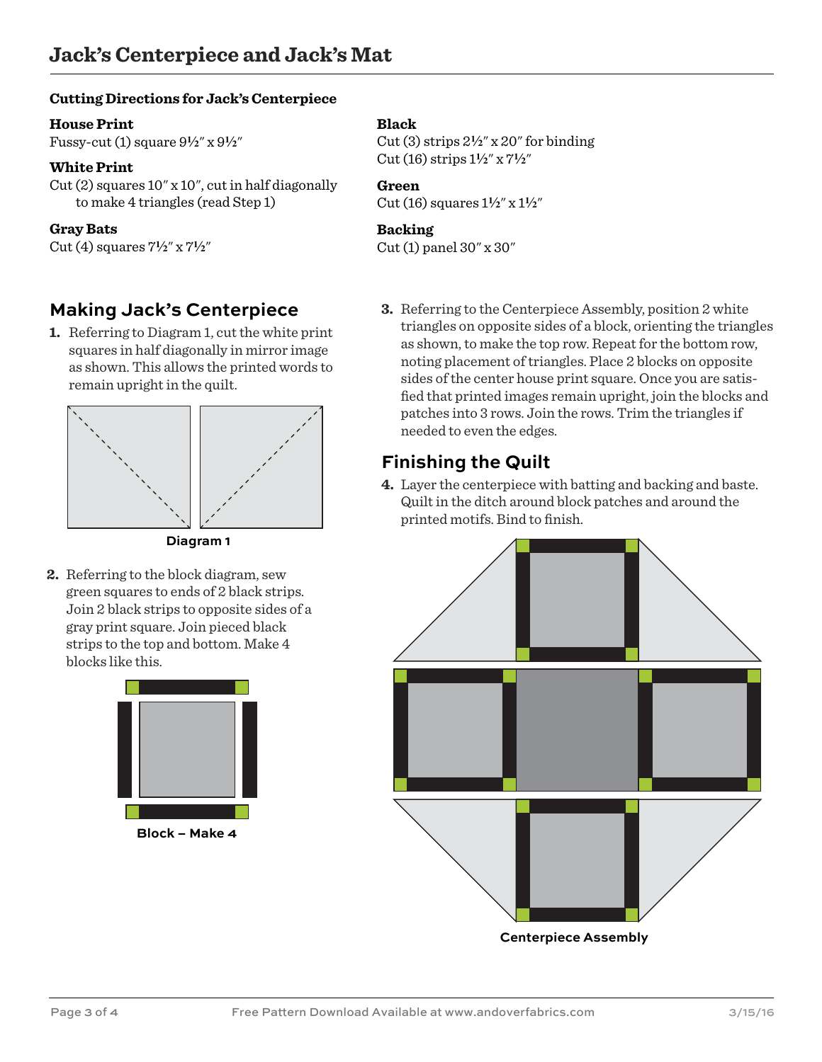# Jack's Centerpiece and Jack's Mat

### Cutting Directions for Jack's Centerpiece

**House Print**
Fussy-cut (1) square 9½" x 9½"

**White Print**
Cut (2) squares 10" x 10", cut in half diagonally to make 4 triangles (read Step 1)

**Gray Bats**
Cut (4) squares 7½" x 7½"

**Black**
Cut (3) strips 2½" x 20" for binding
Cut (16) strips 1½" x 7½"

**Green**
Cut (16) squares 1½" x 1½"

**Backing**
Cut (1) panel 30" x 30"

## Making Jack's Centerpiece

1. Referring to Diagram 1, cut the white print squares in half diagonally in mirror image as shown. This allows the printed words to remain upright in the quilt.

Diagram 1

2. Referring to the block diagram, sew green squares to ends of 2 black strips. Join 2 black strips to opposite sides of a gray print square. Join pieced black strips to the top and bottom. Make 4 blocks like this.

Block – Make 4

3. Referring to the Centerpiece Assembly, position 2 white triangles on opposite sides of a block, orienting the triangles as shown, to make the top row. Repeat for the bottom row, noting placement of triangles. Place 2 blocks on opposite sides of the center house print square. Once you are satisfied that printed images remain upright, join the blocks and patches into 3 rows. Join the rows. Trim the triangles if needed to even the edges.

## Finishing the Quilt

4. Layer the centerpiece with batting and backing and baste. Quilt in the ditch around block patches and around the printed motifs. Bind to finish.

Centerpiece Assembly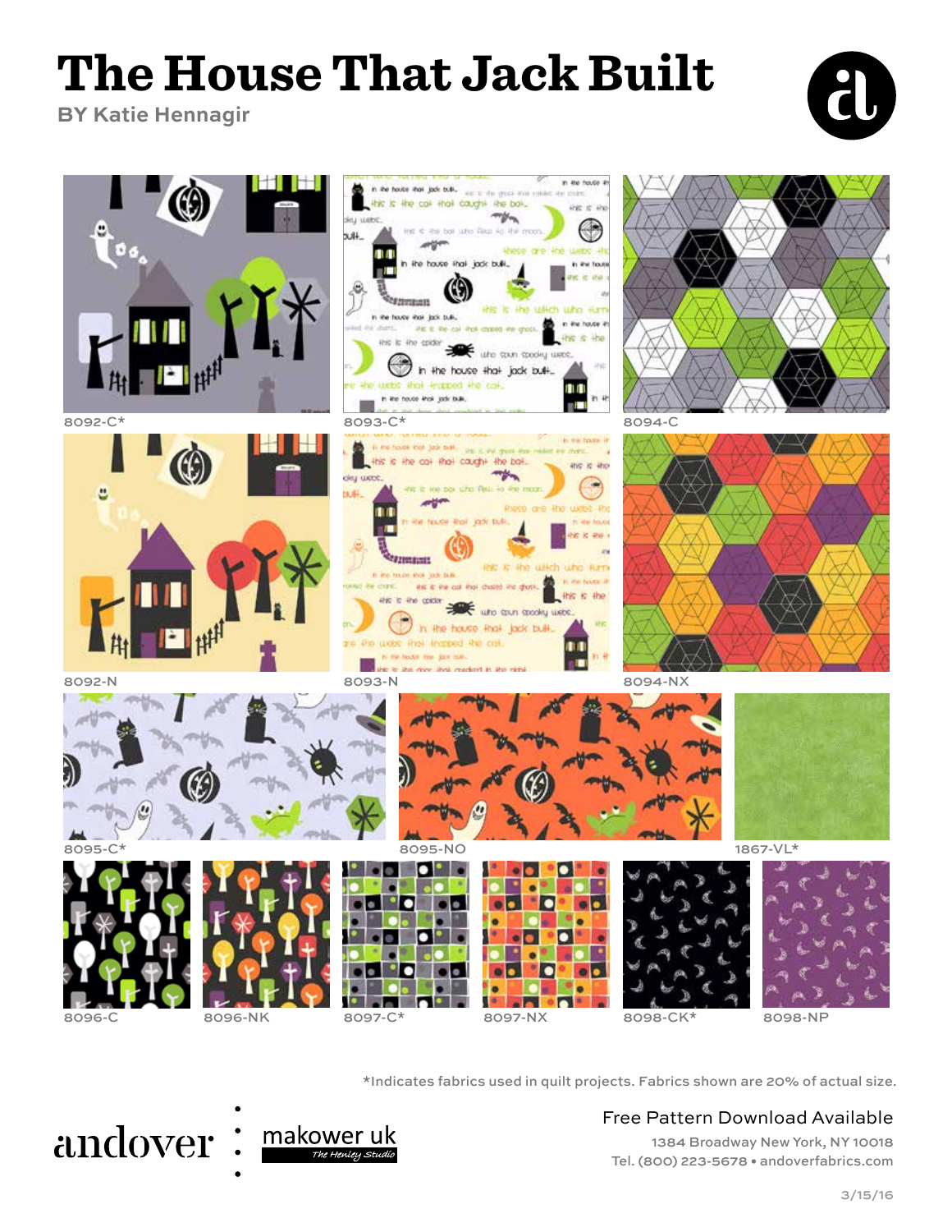# The House That Jack Built

**BY Katie Hennagir**

8092-C*

8093-C*

8094-C

8092-N

8093-N

8094-NX

8095-C*

8095-NO

1867-VL*

8096-C

8096-NK

8097-C*

8097-NX

8098-CK*

8098-NP

*Indicates fabrics used in quilt projects. Fabrics shown are 20% of actual size.

andover

makower uk
The Henley Studio

Free Pattern Download Available

1384 Broadway New York, NY 10018
Tel. (800) 223-5678 • andoverfabrics.com

3/15/16